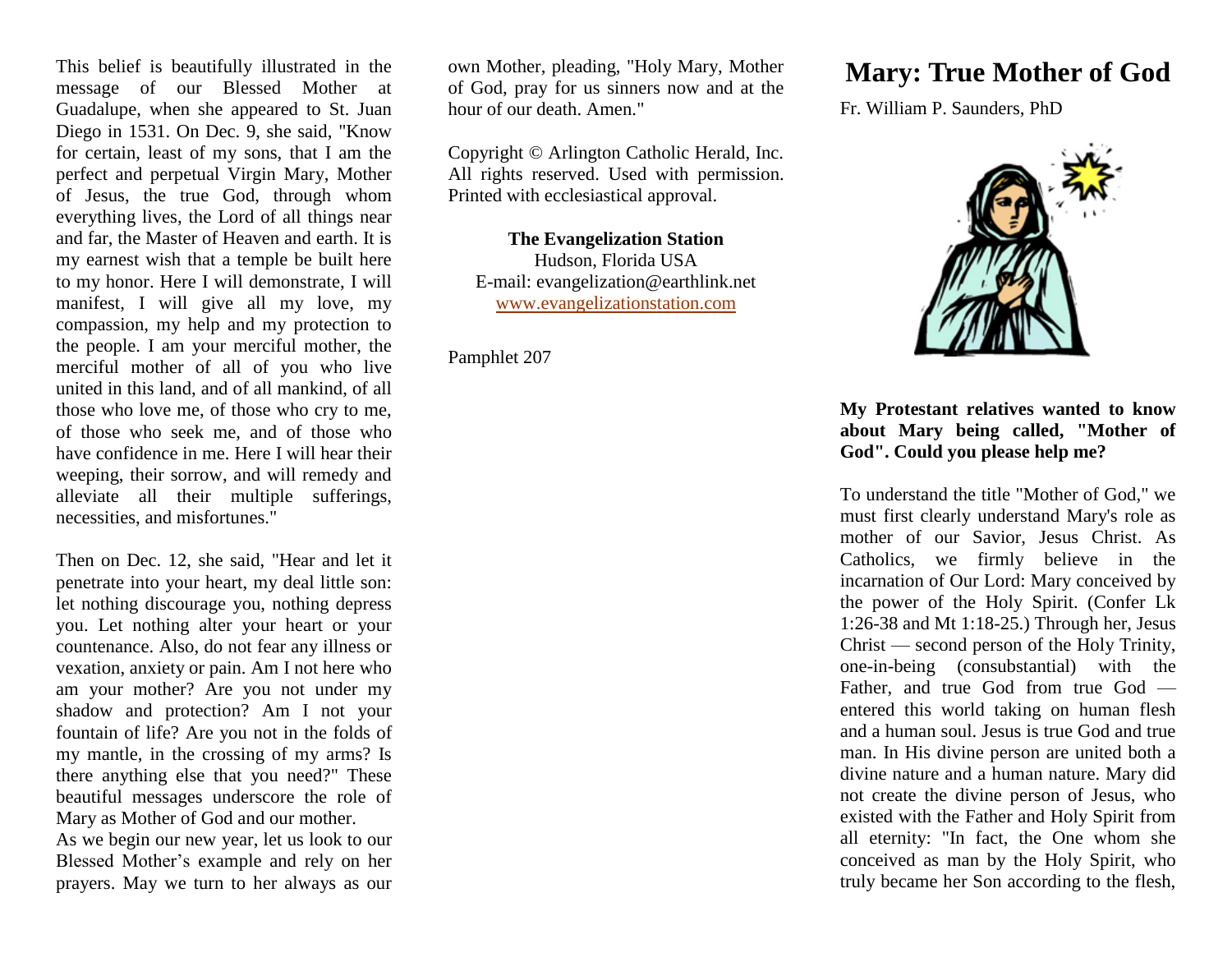# Mary: True Mother of God

Fr. William P. Saunders, PhD

**My Protestant relatives wanted to know about Mary being called, "Mother of God". Could you please help me?**

To understand the title "Mother of God," we must first clearly understand Mary's role as mother of our Savior, Jesus Christ. As Catholics, we firmly believe in the incarnation of Our Lord: Mary conceived by the power of the Holy Spirit. (Confer Lk 1:26-38 and Mt 1:18-25.) Through her, Jesus Christ — second person of the Holy Trinity, one-in-being (consubstantial) with the Father, and true God from true God — entered this world taking on human flesh and a human soul. Jesus is true God and true man. In His divine person are united both a divine nature and a human nature. Mary did not create the divine person of Jesus, who existed with the Father and Holy Spirit from all eternity: "In fact, the One whom she conceived as man by the Holy Spirit, who truly became her Son according to the flesh,

This belief is beautifully illustrated in the message of our Blessed Mother at Guadalupe, when she appeared to St. Juan Diego in 1531. On Dec. 9, she said, "Know for certain, least of my sons, that I am the perfect and perpetual Virgin Mary, Mother of Jesus, the true God, through whom everything lives, the Lord of all things near and far, the Master of Heaven and earth. It is my earnest wish that a temple be built here to my honor. Here I will demonstrate, I will manifest, I will give all my love, my compassion, my help and my protection to the people. I am your merciful mother, the merciful mother of all of you who live united in this land, and of all mankind, of all those who love me, of those who cry to me, of those who seek me, and of those who have confidence in me. Here I will hear their weeping, their sorrow, and will remedy and alleviate all their multiple sufferings, necessities, and misfortunes."

Then on Dec. 12, she said, "Hear and let it penetrate into your heart, my deal little son: let nothing discourage you, nothing depress you. Let nothing alter your heart or your countenance. Also, do not fear any illness or vexation, anxiety or pain. Am I not here who am your mother? Are you not under my shadow and protection? Am I not your fountain of life? Are you not in the folds of my mantle, in the crossing of my arms? Is there anything else that you need?" These beautiful messages underscore the role of Mary as Mother of God and our mother.

As we begin our new year, let us look to our Blessed Mother's example and rely on her prayers. May we turn to her always as our own Mother, pleading, "Holy Mary, Mother of God, pray for us sinners now and at the hour of our death. Amen."

Copyright © Arlington Catholic Herald, Inc. All rights reserved. Used with permission. Printed with ecclesiastical approval.

**The Evangelization Station**
Hudson, Florida USA
E-mail: evangelization@earthlink.net
www.evangelizationstation.com

Pamphlet 207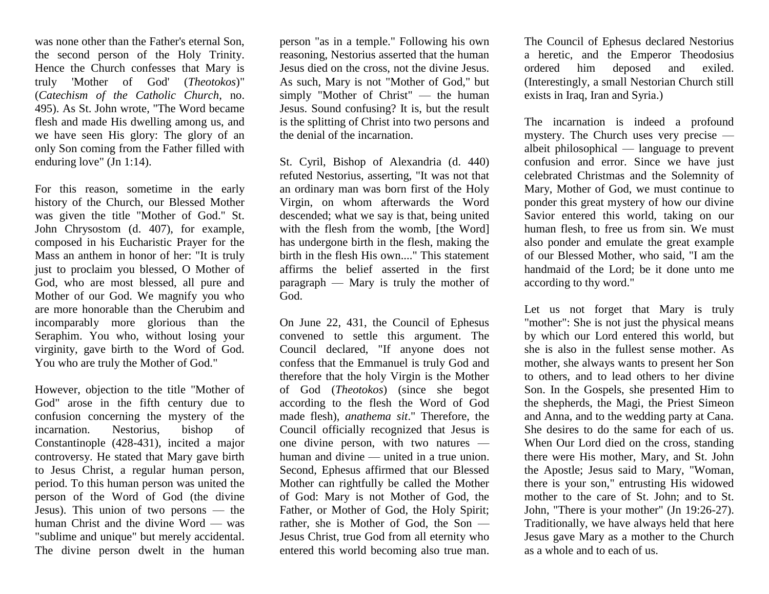was none other than the Father's eternal Son, the second person of the Holy Trinity. Hence the Church confesses that Mary is truly 'Mother of God' (*Theotokos*)" (*Catechism of the Catholic Church*, no. 495). As St. John wrote, "The Word became flesh and made His dwelling among us, and we have seen His glory: The glory of an only Son coming from the Father filled with enduring love" (Jn 1:14).

For this reason, sometime in the early history of the Church, our Blessed Mother was given the title "Mother of God." St. John Chrysostom (d. 407), for example, composed in his Eucharistic Prayer for the Mass an anthem in honor of her: "It is truly just to proclaim you blessed, O Mother of God, who are most blessed, all pure and Mother of our God. We magnify you who are more honorable than the Cherubim and incomparably more glorious than the Seraphim. You who, without losing your virginity, gave birth to the Word of God. You who are truly the Mother of God."

However, objection to the title "Mother of God" arose in the fifth century due to confusion concerning the mystery of the incarnation. Nestorius, bishop of Constantinople (428-431), incited a major controversy. He stated that Mary gave birth to Jesus Christ, a regular human person, period. To this human person was united the person of the Word of God (the divine Jesus). This union of two persons — the human Christ and the divine Word — was "sublime and unique" but merely accidental. The divine person dwelt in the human person "as in a temple." Following his own reasoning, Nestorius asserted that the human Jesus died on the cross, not the divine Jesus. As such, Mary is not "Mother of God," but simply "Mother of Christ" — the human Jesus. Sound confusing? It is, but the result is the splitting of Christ into two persons and the denial of the incarnation.

St. Cyril, Bishop of Alexandria (d. 440) refuted Nestorius, asserting, "It was not that an ordinary man was born first of the Holy Virgin, on whom afterwards the Word descended; what we say is that, being united with the flesh from the womb, [the Word] has undergone birth in the flesh, making the birth in the flesh His own...." This statement affirms the belief asserted in the first paragraph — Mary is truly the mother of God.

On June 22, 431, the Council of Ephesus convened to settle this argument. The Council declared, "If anyone does not confess that the Emmanuel is truly God and therefore that the holy Virgin is the Mother of God (*Theotokos*) (since she begot according to the flesh the Word of God made flesh), *anathema sit*." Therefore, the Council officially recognized that Jesus is one divine person, with two natures — human and divine — united in a true union. Second, Ephesus affirmed that our Blessed Mother can rightfully be called the Mother of God: Mary is not Mother of God, the Father, or Mother of God, the Holy Spirit; rather, she is Mother of God, the Son — Jesus Christ, true God from all eternity who entered this world becoming also true man. The Council of Ephesus declared Nestorius a heretic, and the Emperor Theodosius ordered him deposed and exiled. (Interestingly, a small Nestorian Church still exists in Iraq, Iran and Syria.)

The incarnation is indeed a profound mystery. The Church uses very precise — albeit philosophical — language to prevent confusion and error. Since we have just celebrated Christmas and the Solemnity of Mary, Mother of God, we must continue to ponder this great mystery of how our divine Savior entered this world, taking on our human flesh, to free us from sin. We must also ponder and emulate the great example of our Blessed Mother, who said, "I am the handmaid of the Lord; be it done unto me according to thy word."

Let us not forget that Mary is truly "mother": She is not just the physical means by which our Lord entered this world, but she is also in the fullest sense mother. As mother, she always wants to present her Son to others, and to lead others to her divine Son. In the Gospels, she presented Him to the shepherds, the Magi, the Priest Simeon and Anna, and to the wedding party at Cana. She desires to do the same for each of us. When Our Lord died on the cross, standing there were His mother, Mary, and St. John the Apostle; Jesus said to Mary, "Woman, there is your son," entrusting His widowed mother to the care of St. John; and to St. John, "There is your mother" (Jn 19:26-27). Traditionally, we have always held that here Jesus gave Mary as a mother to the Church as a whole and to each of us.